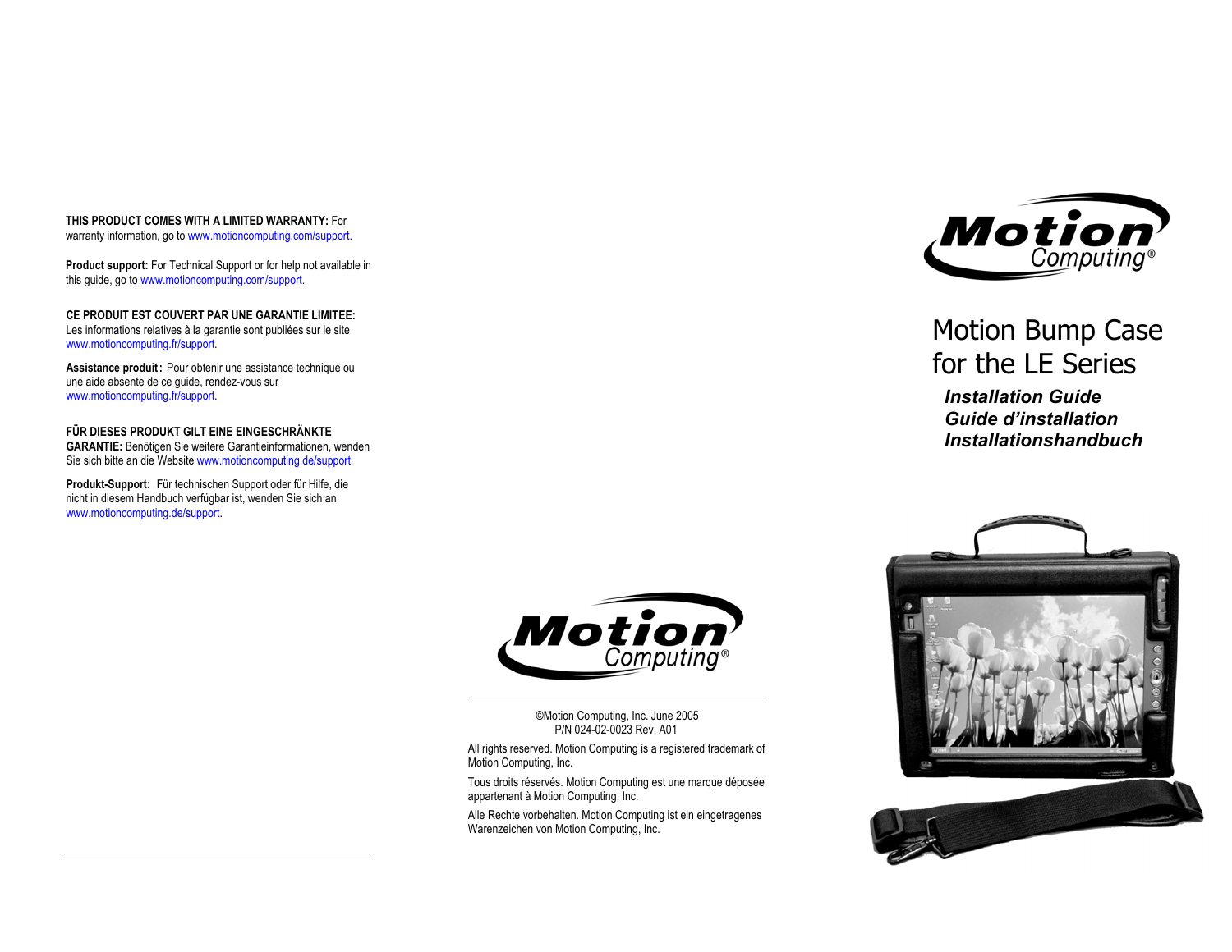**THIS PRODUCT COMES WITH A LIMITED WARRANTY:** For warranty information, go to www.motioncomputing.com/support.

**Product support:** For Technical Support or for help not available in this guide, go to www.motioncomputing.com/support.

**CE PRODUIT EST COUVERT PAR UNE GARANTIE LIMITEE:** Les informations relatives à la garantie sont publiées sur le site www.motioncomputing.fr/support.

**Assistance produit :** Pour obtenir une assistance technique ou une aide absente de ce guide, rendez-vous sur www.motioncomputing.fr/support.

**FÜR DIESES PRODUKT GILT EINE EINGESCHRÄNKTE GARANTIE:** Benötigen Sie weitere Garantieinformationen, wenden Sie sich bitte an die Website www.motioncomputing.de/support.

**Produkt-Support:** Für technischen Support oder für Hilfe, die nicht in diesem Handbuch verfügbar ist, wenden Sie sich an www.motioncomputing.de/support.

Motion Computing®

©Motion Computing, Inc. June 2005
P/N 024-02-0023 Rev. A01

All rights reserved. Motion Computing is a registered trademark of Motion Computing, Inc.

Tous droits réservés. Motion Computing est une marque déposée appartenant à Motion Computing, Inc.

Alle Rechte vorbehalten. Motion Computing ist ein eingetragenes Warenzeichen von Motion Computing, Inc.

Motion Computing®

# Motion Bump Case for the LE Series

***Installation Guide***
***Guide d'installation***
***Installationshandbuch***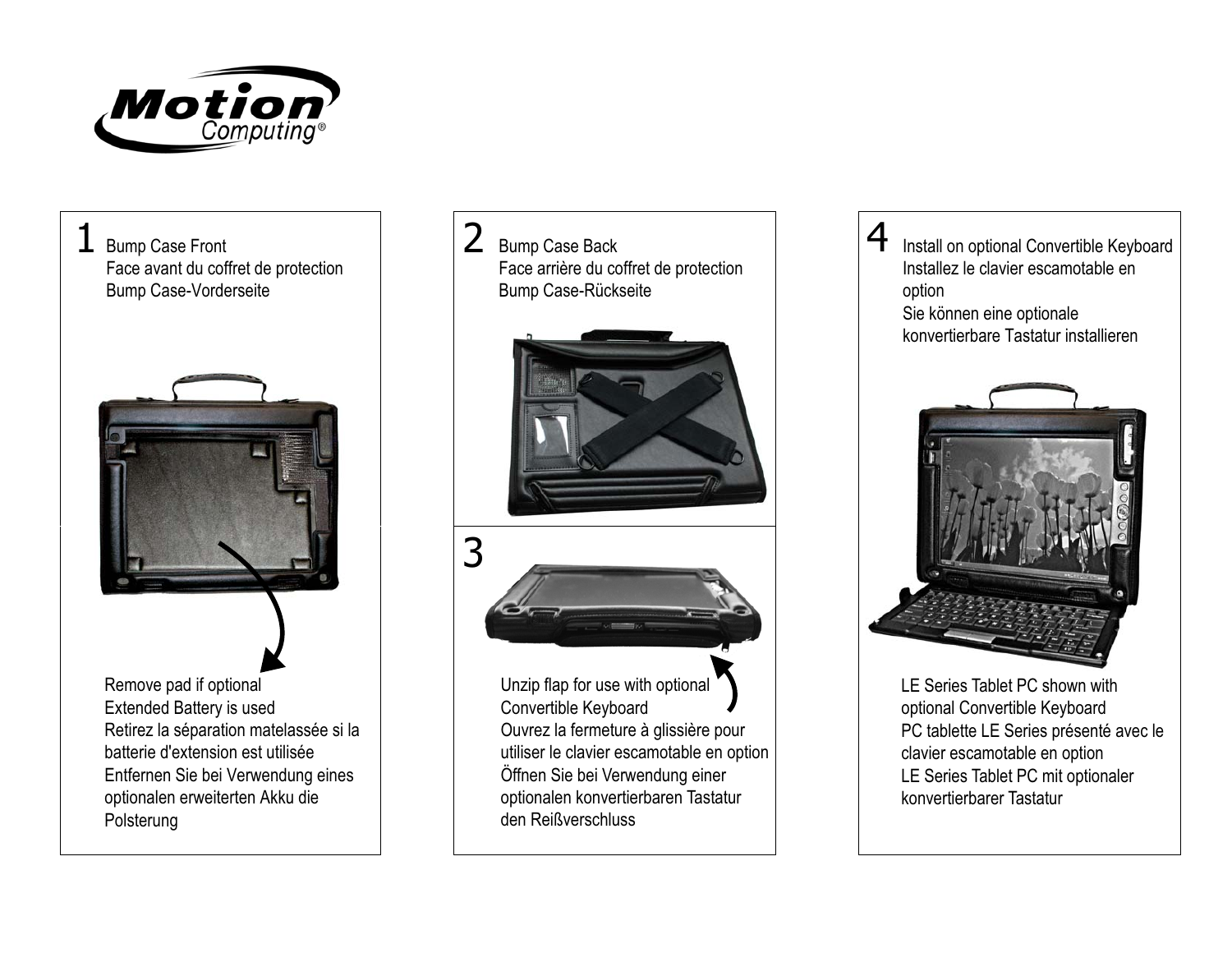Motion Computing®

## 1 Bump Case Front

Face avant du coffret de protection
Bump Case-Vorderseite

Remove pad if optional Extended Battery is used
Retirez la séparation matelassée si la batterie d'extension est utilisée
Entfernen Sie bei Verwendung eines optionalen erweiterten Akku die Polsterung

## 2 Bump Case Back

Face arrière du coffret de protection
Bump Case-Rückseite

## 3

Unzip flap for use with optional Convertible Keyboard
Ouvrez la fermeture à glissière pour utiliser le clavier escamotable en option
Öffnen Sie bei Verwendung einer optionalen konvertierbaren Tastatur den Reißverschluss

## 4 Install on optional Convertible Keyboard

Installez le clavier escamotable en option
Sie können eine optionale konvertierbare Tastatur installieren

LE Series Tablet PC shown with optional Convertible Keyboard
PC tablette LE Series présenté avec le clavier escamotable en option
LE Series Tablet PC mit optionaler konvertierbarer Tastatur